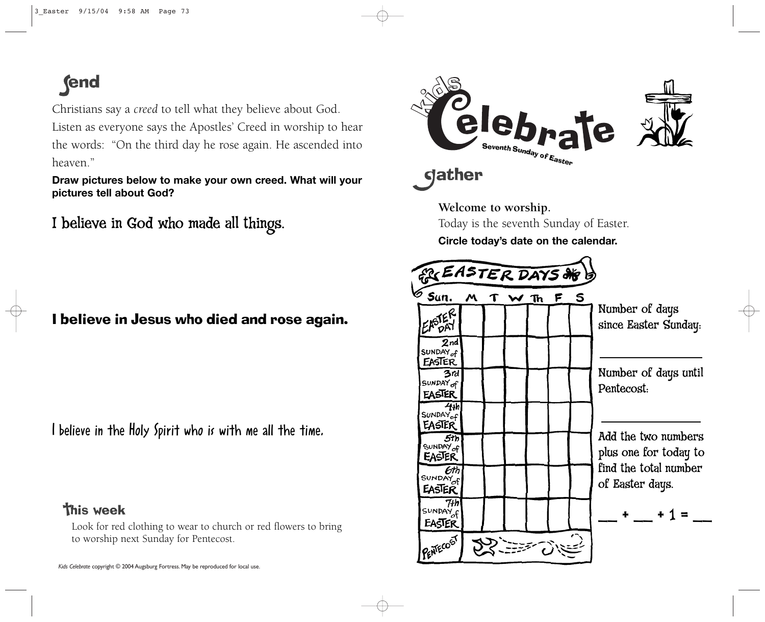## Send

Christians say a *creed* to tell what they believe about God. Listen as everyone says the Apostles' Creed in worship to hear the words: "On the third day he rose again. He ascended into heaven."

**Draw pictures below to make your own creed. What will your pictures tell about God?**

I believe in God who made all things.

**I believe in Jesus who died and rose again.**

I believe in the Holy Spirit who is with me all the time.

### This week

Look for red clothing to wear to church or red flowers to bring to worship next Sunday for Pentecost.

*Kids Celebrate* copyright © 2004 Augsburg Fortress. May be reproduced for local use.

# Kids Celebrate

Seventh Sunday of Easter

## Gather

**Welcome to worship.**

Today is the seventh Sunday of Easter.

**Circle today's date on the calendar.**

EASTER DAYS

| Sun. | M | T | W | Th | F | S |
|---|---|---|---|---|---|---|
| EASTER DAY | | | | | | |
| 2nd SUNDAY of EASTER | | | | | | |
| 3rd SUNDAY of EASTER | | | | | | |
| 4th SUNDAY of EASTER | | | | | | |
| 5th SUNDAY of EASTER | | | | | | |
| 6th SUNDAY of EASTER | | | | | | |
| 7th SUNDAY of EASTER | | | | | | |
| PENTECOST | | | | | | |

Number of days since Easter Sunday: ____________

Number of days until Pentecost: ____________

Add the two numbers plus one for today to find the total number of Easter days.

___ + ___ + 1 = ___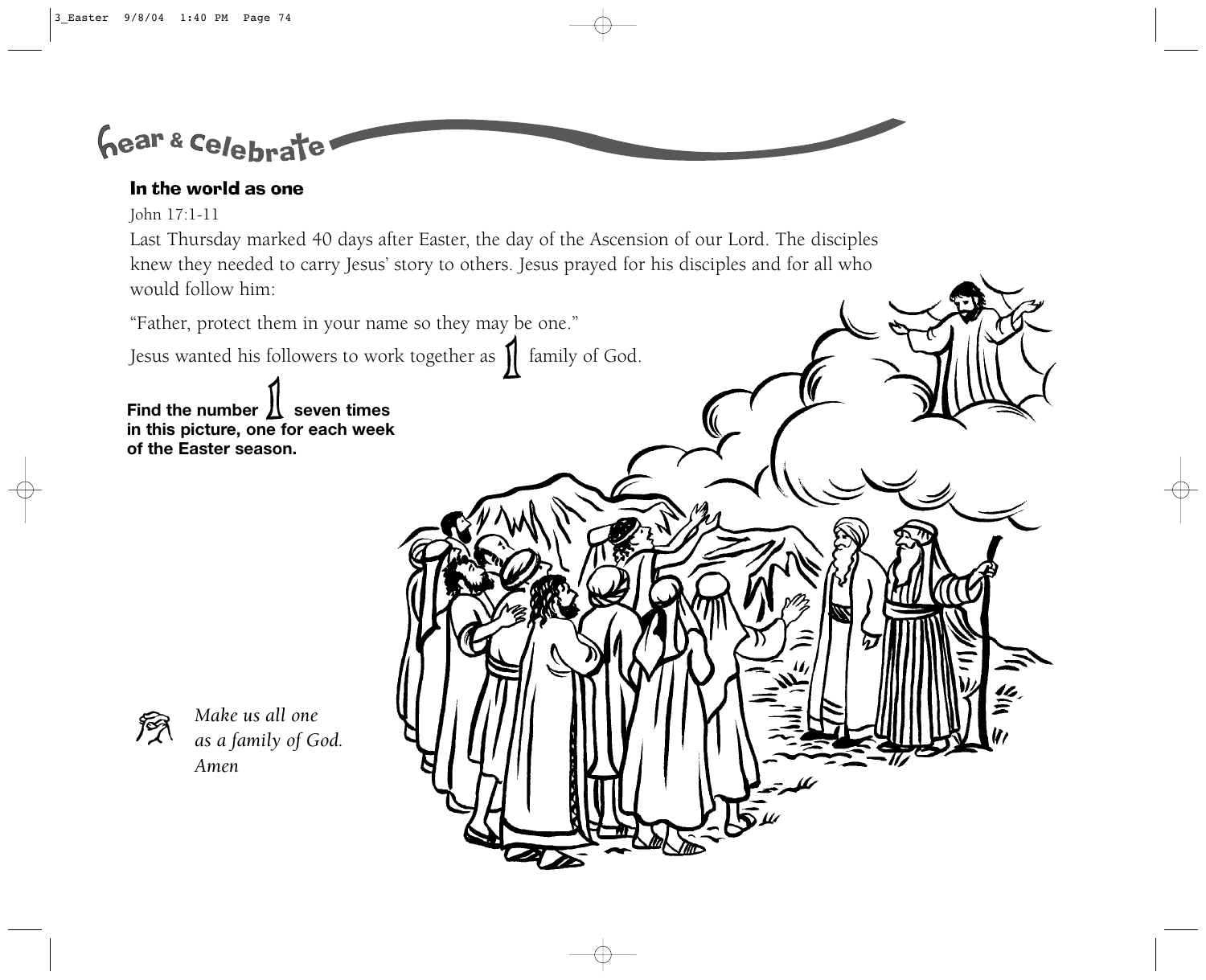# hear & celebrate

## In the world as one

John 17:1-11

Last Thursday marked 40 days after Easter, the day of the Ascension of our Lord. The disciples knew they needed to carry Jesus' story to others. Jesus prayed for his disciples and for all who would follow him:

"Father, protect them in your name so they may be one."

Jesus wanted his followers to work together as 1 family of God.

**Find the number 1 seven times in this picture, one for each week of the Easter season.**

*Make us all one as a family of God. Amen*